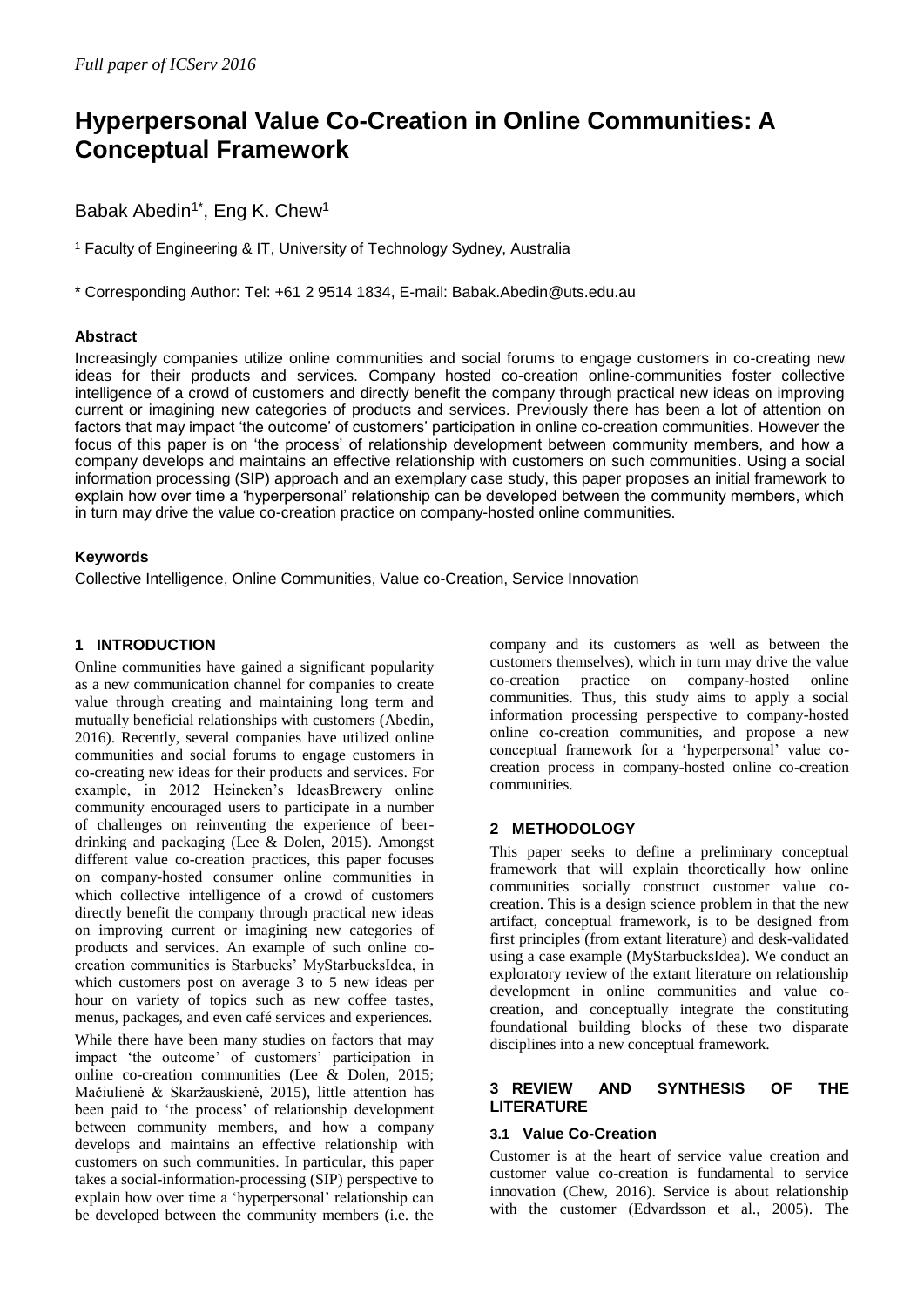*Full paper of ICServ 2016*

# Hyperpersonal Value Co-Creation in Online Communities: A Conceptual Framework

Babak Abedin[1*], Eng K. Chew[1]

[1] Faculty of Engineering & IT, University of Technology Sydney, Australia

* Corresponding Author: Tel: +61 2 9514 1834, E-mail: Babak.Abedin@uts.edu.au

### Abstract

Increasingly companies utilize online communities and social forums to engage customers in co-creating new ideas for their products and services. Company hosted co-creation online-communities foster collective intelligence of a crowd of customers and directly benefit the company through practical new ideas on improving current or imagining new categories of products and services. Previously there has been a lot of attention on factors that may impact 'the outcome' of customers' participation in online co-creation communities. However the focus of this paper is on 'the process' of relationship development between community members, and how a company develops and maintains an effective relationship with customers on such communities. Using a social information processing (SIP) approach and an exemplary case study, this paper proposes an initial framework to explain how over time a 'hyperpersonal' relationship can be developed between the community members, which in turn may drive the value co-creation practice on company-hosted online communities.

### Keywords

Collective Intelligence, Online Communities, Value co-Creation, Service Innovation

## 1 INTRODUCTION

Online communities have gained a significant popularity as a new communication channel for companies to create value through creating and maintaining long term and mutually beneficial relationships with customers (Abedin, 2016). Recently, several companies have utilized online communities and social forums to engage customers in co-creating new ideas for their products and services. For example, in 2012 Heineken's IdeasBrewery online community encouraged users to participate in a number of challenges on reinventing the experience of beer-drinking and packaging (Lee & Dolen, 2015). Amongst different value co-creation practices, this paper focuses on company-hosted consumer online communities in which collective intelligence of a crowd of customers directly benefit the company through practical new ideas on improving current or imagining new categories of products and services. An example of such online co-creation communities is Starbucks' MyStarbucksIdea, in which customers post on average 3 to 5 new ideas per hour on variety of topics such as new coffee tastes, menus, packages, and even café services and experiences.

While there have been many studies on factors that may impact 'the outcome' of customers' participation in online co-creation communities (Lee & Dolen, 2015; Mačiulienė & Skaržauskienė, 2015), little attention has been paid to 'the process' of relationship development between community members, and how a company develops and maintains an effective relationship with customers on such communities. In particular, this paper takes a social-information-processing (SIP) perspective to explain how over time a 'hyperpersonal' relationship can be developed between the community members (i.e. the company and its customers as well as between the customers themselves), which in turn may drive the value co-creation practice on company-hosted online communities. Thus, this study aims to apply a social information processing perspective to company-hosted online co-creation communities, and propose a new conceptual framework for a 'hyperpersonal' value co-creation process in company-hosted online co-creation communities.

## 2 METHODOLOGY

This paper seeks to define a preliminary conceptual framework that will explain theoretically how online communities socially construct customer value co-creation. This is a design science problem in that the new artifact, conceptual framework, is to be designed from first principles (from extant literature) and desk-validated using a case example (MyStarbucksIdea). We conduct an exploratory review of the extant literature on relationship development in online communities and value co-creation, and conceptually integrate the constituting foundational building blocks of these two disparate disciplines into a new conceptual framework.

## 3 REVIEW AND SYNTHESIS OF THE LITERATURE

### 3.1 Value Co-Creation

Customer is at the heart of service value creation and customer value co-creation is fundamental to service innovation (Chew, 2016). Service is about relationship with the customer (Edvardsson et al., 2005). The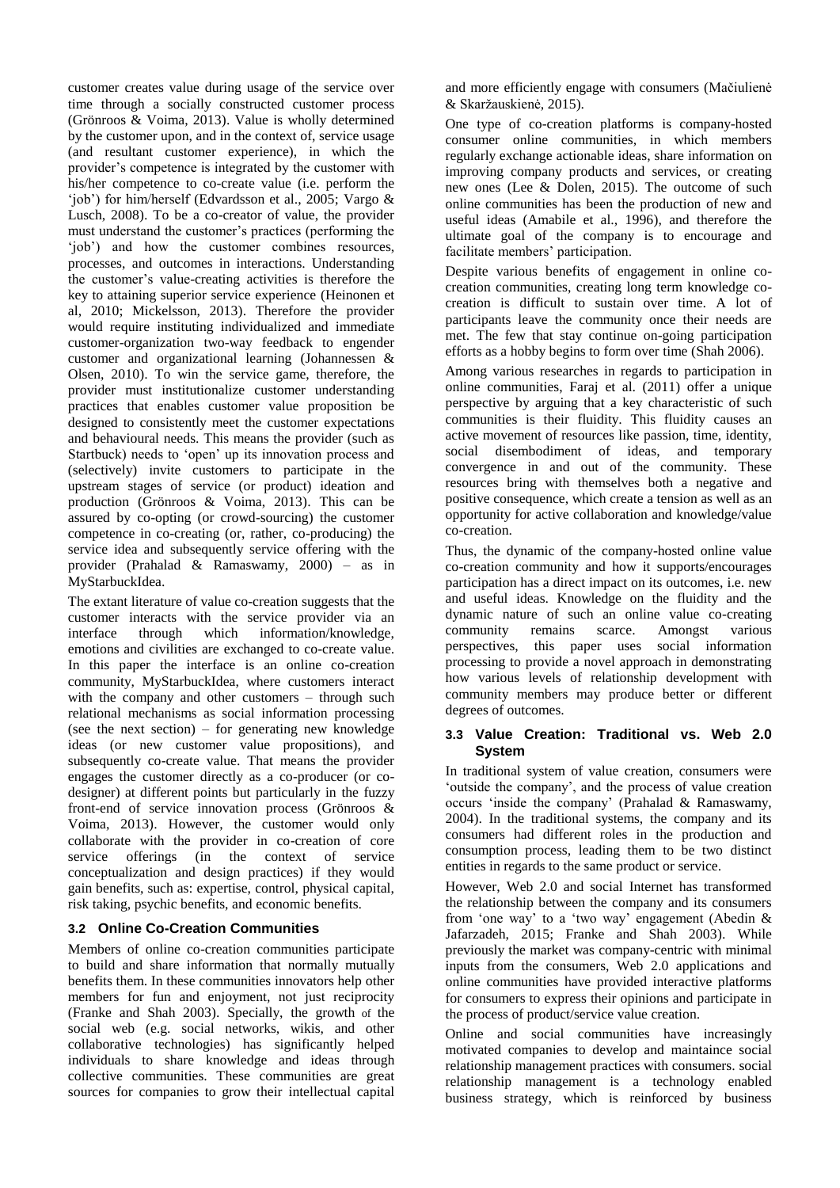customer creates value during usage of the service over time through a socially constructed customer process (Grönroos & Voima, 2013). Value is wholly determined by the customer upon, and in the context of, service usage (and resultant customer experience), in which the provider's competence is integrated by the customer with his/her competence to co-create value (i.e. perform the 'job') for him/herself (Edvardsson et al., 2005; Vargo & Lusch, 2008). To be a co-creator of value, the provider must understand the customer's practices (performing the 'job') and how the customer combines resources, processes, and outcomes in interactions. Understanding the customer's value-creating activities is therefore the key to attaining superior service experience (Heinonen et al, 2010; Mickelsson, 2013). Therefore the provider would require instituting individualized and immediate customer-organization two-way feedback to engender customer and organizational learning (Johannessen & Olsen, 2010). To win the service game, therefore, the provider must institutionalize customer understanding practices that enables customer value proposition be designed to consistently meet the customer expectations and behavioural needs. This means the provider (such as Startbuck) needs to 'open' up its innovation process and (selectively) invite customers to participate in the upstream stages of service (or product) ideation and production (Grönroos & Voima, 2013). This can be assured by co-opting (or crowd-sourcing) the customer competence in co-creating (or, rather, co-producing) the service idea and subsequently service offering with the provider (Prahalad & Ramaswamy, 2000) – as in MyStarbuckIdea.

The extant literature of value co-creation suggests that the customer interacts with the service provider via an interface through which information/knowledge, emotions and civilities are exchanged to co-create value. In this paper the interface is an online co-creation community, MyStarbuckIdea, where customers interact with the company and other customers – through such relational mechanisms as social information processing (see the next section) – for generating new knowledge ideas (or new customer value propositions), and subsequently co-create value. That means the provider engages the customer directly as a co-producer (or co-designer) at different points but particularly in the fuzzy front-end of service innovation process (Grönroos & Voima, 2013). However, the customer would only collaborate with the provider in co-creation of core service offerings (in the context of service conceptualization and design practices) if they would gain benefits, such as: expertise, control, physical capital, risk taking, psychic benefits, and economic benefits.

### 3.2 Online Co-Creation Communities

Members of online co-creation communities participate to build and share information that normally mutually benefits them. In these communities innovators help other members for fun and enjoyment, not just reciprocity (Franke and Shah 2003). Specially, the growth of the social web (e.g. social networks, wikis, and other collaborative technologies) has significantly helped individuals to share knowledge and ideas through collective communities. These communities are great sources for companies to grow their intellectual capital and more efficiently engage with consumers (Mačiulienė & Skaržauskienė, 2015).

One type of co-creation platforms is company-hosted consumer online communities, in which members regularly exchange actionable ideas, share information on improving company products and services, or creating new ones (Lee & Dolen, 2015). The outcome of such online communities has been the production of new and useful ideas (Amabile et al., 1996), and therefore the ultimate goal of the company is to encourage and facilitate members' participation.

Despite various benefits of engagement in online co-creation communities, creating long term knowledge co-creation is difficult to sustain over time. A lot of participants leave the community once their needs are met. The few that stay continue on-going participation efforts as a hobby begins to form over time (Shah 2006).

Among various researches in regards to participation in online communities, Faraj et al. (2011) offer a unique perspective by arguing that a key characteristic of such communities is their fluidity. This fluidity causes an active movement of resources like passion, time, identity, social disembodiment of ideas, and temporary convergence in and out of the community. These resources bring with themselves both a negative and positive consequence, which create a tension as well as an opportunity for active collaboration and knowledge/value co-creation.

Thus, the dynamic of the company-hosted online value co-creation community and how it supports/encourages participation has a direct impact on its outcomes, i.e. new and useful ideas. Knowledge on the fluidity and the dynamic nature of such an online value co-creating community remains scarce. Amongst various perspectives, this paper uses social information processing to provide a novel approach in demonstrating how various levels of relationship development with community members may produce better or different degrees of outcomes.

### 3.3 Value Creation: Traditional vs. Web 2.0 System

In traditional system of value creation, consumers were 'outside the company', and the process of value creation occurs 'inside the company' (Prahalad & Ramaswamy, 2004). In the traditional systems, the company and its consumers had different roles in the production and consumption process, leading them to be two distinct entities in regards to the same product or service.

However, Web 2.0 and social Internet has transformed the relationship between the company and its consumers from 'one way' to a 'two way' engagement (Abedin & Jafarzadeh, 2015; Franke and Shah 2003). While previously the market was company-centric with minimal inputs from the consumers, Web 2.0 applications and online communities have provided interactive platforms for consumers to express their opinions and participate in the process of product/service value creation.

Online and social communities have increasingly motivated companies to develop and maintaince social relationship management practices with consumers. social relationship management is a technology enabled business strategy, which is reinforced by business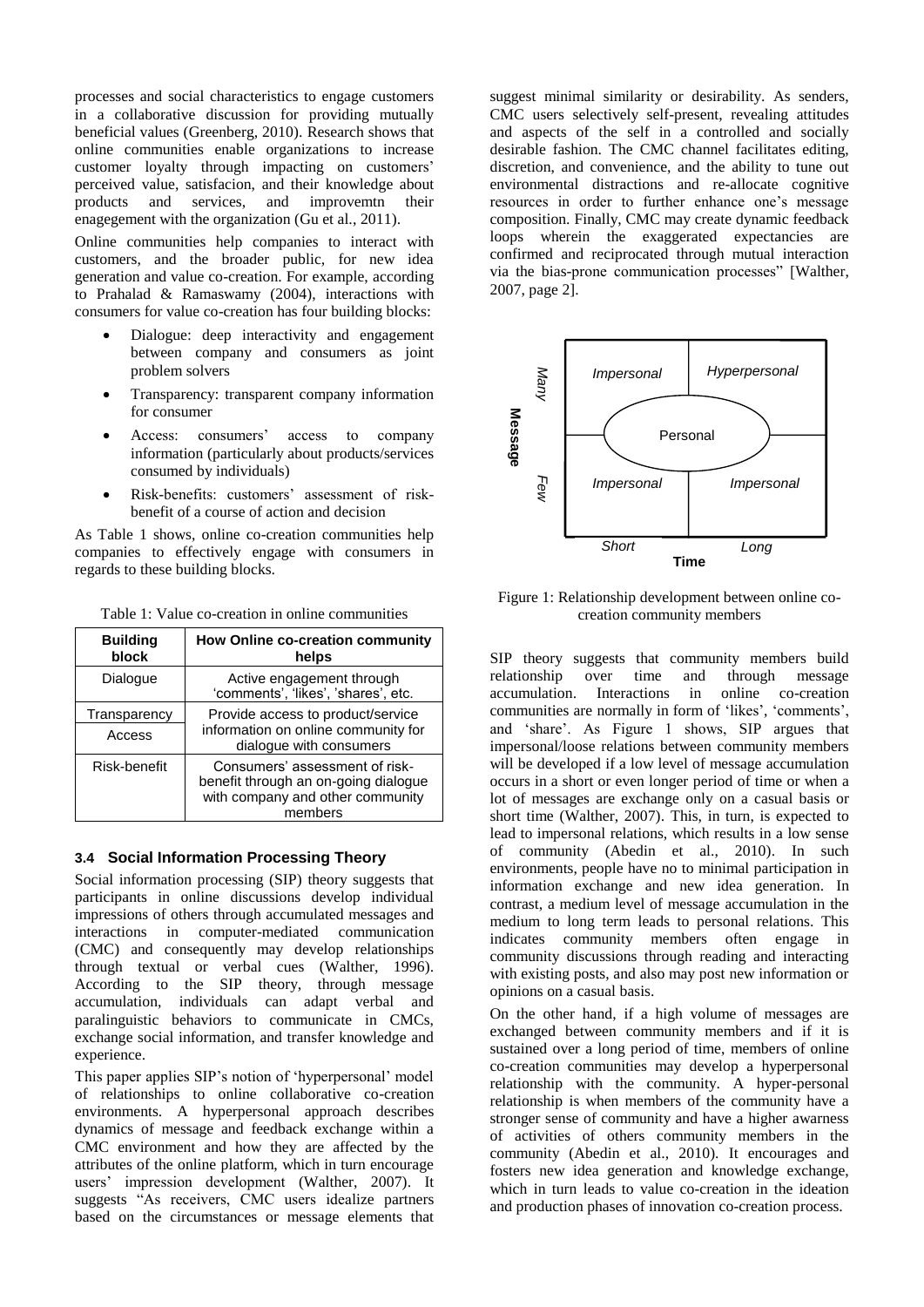processes and social characteristics to engage customers in a collaborative discussion for providing mutually beneficial values (Greenberg, 2010). Research shows that online communities enable organizations to increase customer loyalty through impacting on customers' perceived value, satisfacion, and their knowledge about products and services, and improvemtn their enagegement with the organization (Gu et al., 2011).

Online communities help companies to interact with customers, and the broader public, for new idea generation and value co-creation. For example, according to Prahalad & Ramaswamy (2004), interactions with consumers for value co-creation has four building blocks:

- Dialogue: deep interactivity and engagement between company and consumers as joint problem solvers
- Transparency: transparent company information for consumer
- Access: consumers' access to company information (particularly about products/services consumed by individuals)
- Risk-benefits: customers' assessment of risk-benefit of a course of action and decision

As Table 1 shows, online co-creation communities help companies to effectively engage with consumers in regards to these building blocks.

Table 1: Value co-creation in online communities

| Building block | How Online co-creation community helps |
|---|---|
| Dialogue | Active engagement through 'comments', 'likes', 'shares', etc. |
| Transparency | Provide access to product/service information on online community for dialogue with consumers |
| Access | |
| Risk-benefit | Consumers' assessment of risk-benefit through an on-going dialogue with company and other community members |

### 3.4 Social Information Processing Theory

Social information processing (SIP) theory suggests that participants in online discussions develop individual impressions of others through accumulated messages and interactions in computer-mediated communication (CMC) and consequently may develop relationships through textual or verbal cues (Walther, 1996). According to the SIP theory, through message accumulation, individuals can adapt verbal and paralinguistic behaviors to communicate in CMCs, exchange social information, and transfer knowledge and experience.

This paper applies SIP's notion of 'hyperpersonal' model of relationships to online collaborative co-creation environments. A hyperpersonal approach describes dynamics of message and feedback exchange within a CMC environment and how they are affected by the attributes of the online platform, which in turn encourage users' impression development (Walther, 2007). It suggests "As receivers, CMC users idealize partners based on the circumstances or message elements that suggest minimal similarity or desirability. As senders, CMC users selectively self-present, revealing attitudes and aspects of the self in a controlled and socially desirable fashion. The CMC channel facilitates editing, discretion, and convenience, and the ability to tune out environmental distractions and re-allocate cognitive resources in order to further enhance one's message composition. Finally, CMC may create dynamic feedback loops wherein the exaggerated expectancies are confirmed and reciprocated through mutual interaction via the bias-prone communication processes" [Walther, 2007, page 2].

| Message | Short | Long |
|---|---|---|
| Many | Impersonal | Hyperpersonal |
| (center) | Personal | |
| Few | Impersonal | Impersonal |
| | **Time** | |

Figure 1: Relationship development between online co-creation community members

SIP theory suggests that community members build relationship over time and through message accumulation. Interactions in online co-creation communities are normally in form of 'likes', 'comments', and 'share'. As Figure 1 shows, SIP argues that impersonal/loose relations between community members will be developed if a low level of message accumulation occurs in a short or even longer period of time or when a lot of messages are exchange only on a casual basis or short time (Walther, 2007). This, in turn, is expected to lead to impersonal relations, which results in a low sense of community (Abedin et al., 2010). In such environments, people have no to minimal participation in information exchange and new idea generation. In contrast, a medium level of message accumulation in the medium to long term leads to personal relations. This indicates community members often engage in community discussions through reading and interacting with existing posts, and also may post new information or opinions on a casual basis.

On the other hand, if a high volume of messages are exchanged between community members and if it is sustained over a long period of time, members of online co-creation communities may develop a hyperpersonal relationship with the community. A hyper-personal relationship is when members of the community have a stronger sense of community and have a higher awarness of activities of others community members in the community (Abedin et al., 2010). It encourages and fosters new idea generation and knowledge exchange, which in turn leads to value co-creation in the ideation and production phases of innovation co-creation process.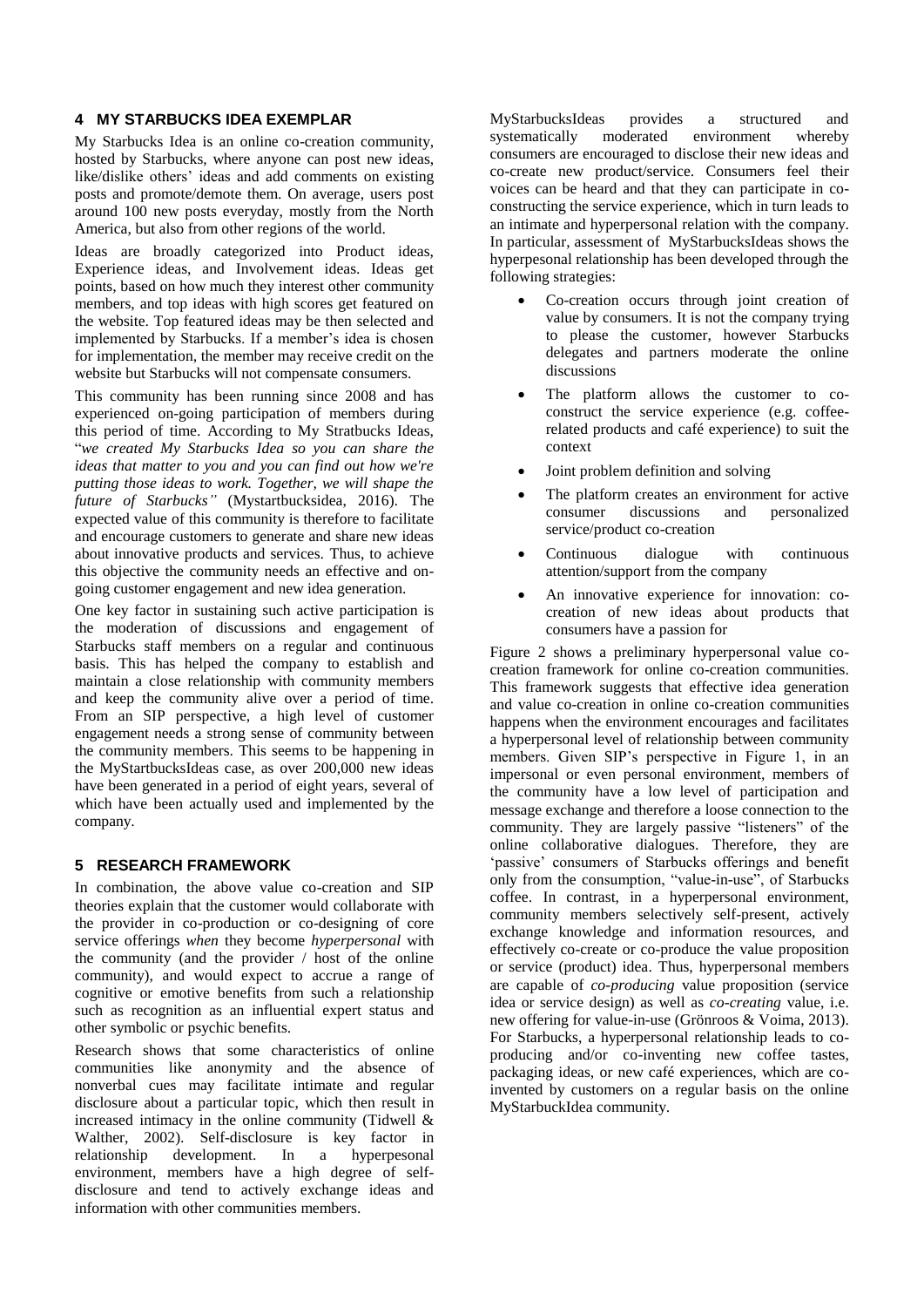## 4 MY STARBUCKS IDEA EXEMPLAR

My Starbucks Idea is an online co-creation community, hosted by Starbucks, where anyone can post new ideas, like/dislike others' ideas and add comments on existing posts and promote/demote them. On average, users post around 100 new posts everyday, mostly from the North America, but also from other regions of the world.

Ideas are broadly categorized into Product ideas, Experience ideas, and Involvement ideas. Ideas get points, based on how much they interest other community members, and top ideas with high scores get featured on the website. Top featured ideas may be then selected and implemented by Starbucks. If a member's idea is chosen for implementation, the member may receive credit on the website but Starbucks will not compensate consumers.

This community has been running since 2008 and has experienced on-going participation of members during this period of time. According to My Stratbucks Ideas, "*we created My Starbucks Idea so you can share the ideas that matter to you and you can find out how we're putting those ideas to work. Together, we will shape the future of Starbucks"* (Mystartbucksidea, 2016). The expected value of this community is therefore to facilitate and encourage customers to generate and share new ideas about innovative products and services. Thus, to achieve this objective the community needs an effective and on-going customer engagement and new idea generation.

One key factor in sustaining such active participation is the moderation of discussions and engagement of Starbucks staff members on a regular and continuous basis. This has helped the company to establish and maintain a close relationship with community members and keep the community alive over a period of time. From an SIP perspective, a high level of customer engagement needs a strong sense of community between the community members. This seems to be happening in the MyStartbucksIdeas case, as over 200,000 new ideas have been generated in a period of eight years, several of which have been actually used and implemented by the company.

## 5 RESEARCH FRAMEWORK

In combination, the above value co-creation and SIP theories explain that the customer would collaborate with the provider in co-production or co-designing of core service offerings *when* they become *hyperpersonal* with the community (and the provider / host of the online community), and would expect to accrue a range of cognitive or emotive benefits from such a relationship such as recognition as an influential expert status and other symbolic or psychic benefits.

Research shows that some characteristics of online communities like anonymity and the absence of nonverbal cues may facilitate intimate and regular disclosure about a particular topic, which then result in increased intimacy in the online community (Tidwell & Walther, 2002). Self-disclosure is key factor in relationship development. In a hyperpesonal environment, members have a high degree of self-disclosure and tend to actively exchange ideas and information with other communities members.

MyStarbucksIdeas provides a structured and systematically moderated environment whereby consumers are encouraged to disclose their new ideas and co-create new product/service. Consumers feel their voices can be heard and that they can participate in co-constructing the service experience, which in turn leads to an intimate and hyperpersonal relation with the company. In particular, assessment of MyStarbucksIdeas shows the hyperpesonal relationship has been developed through the following strategies:

- Co-creation occurs through joint creation of value by consumers. It is not the company trying to please the customer, however Starbucks delegates and partners moderate the online discussions
- The platform allows the customer to co-construct the service experience (e.g. coffee-related products and café experience) to suit the context
- Joint problem definition and solving
- The platform creates an environment for active consumer discussions and personalized service/product co-creation
- Continuous dialogue with continuous attention/support from the company
- An innovative experience for innovation: co-creation of new ideas about products that consumers have a passion for

Figure 2 shows a preliminary hyperpersonal value co-creation framework for online co-creation communities. This framework suggests that effective idea generation and value co-creation in online co-creation communities happens when the environment encourages and facilitates a hyperpersonal level of relationship between community members. Given SIP's perspective in Figure 1, in an impersonal or even personal environment, members of the community have a low level of participation and message exchange and therefore a loose connection to the community. They are largely passive "listeners" of the online collaborative dialogues. Therefore, they are 'passive' consumers of Starbucks offerings and benefit only from the consumption, "value-in-use", of Starbucks coffee. In contrast, in a hyperpersonal environment, community members selectively self-present, actively exchange knowledge and information resources, and effectively co-create or co-produce the value proposition or service (product) idea. Thus, hyperpersonal members are capable of *co-producing* value proposition (service idea or service design) as well as *co-creating* value, i.e. new offering for value-in-use (Grönroos & Voima, 2013). For Starbucks, a hyperpersonal relationship leads to co-producing and/or co-inventing new coffee tastes, packaging ideas, or new café experiences, which are co-invented by customers on a regular basis on the online MyStarbuckIdea community.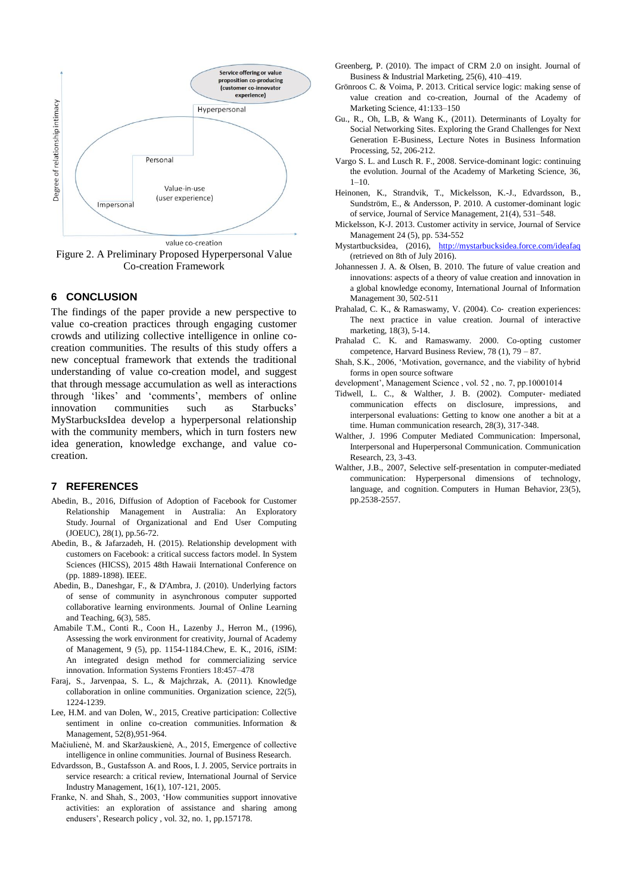Service offering or value proposition co-producing (customer co-innovator experience)

Hyperpersonal

Personal

Value-in-use (user experience)

Impersonal

Degree of relationship intimacy

value co-creation

Figure 2. A Preliminary Proposed Hyperpersonal Value Co-creation Framework

## 6 CONCLUSION

The findings of the paper provide a new perspective to value co-creation practices through engaging customer crowds and utilizing collective intelligence in online co-creation communities. The results of this study offers a new conceptual framework that extends the traditional understanding of value co-creation model, and suggest that through message accumulation as well as interactions through 'likes' and 'comments', members of online innovation communities such as Starbucks' MyStarbucksIdea develop a hyperpersonal relationship with the community members, which in turn fosters new idea generation, knowledge exchange, and value co-creation.

## 7 REFERENCES

Abedin, B., 2016, Diffusion of Adoption of Facebook for Customer Relationship Management in Australia: An Exploratory Study. Journal of Organizational and End User Computing (JOEUC), 28(1), pp.56-72.

Abedin, B., & Jafarzadeh, H. (2015). Relationship development with customers on Facebook: a critical success factors model. In System Sciences (HICSS), 2015 48th Hawaii International Conference on (pp. 1889-1898). IEEE.

Abedin, B., Daneshgar, F., & D'Ambra, J. (2010). Underlying factors of sense of community in asynchronous computer supported collaborative learning environments. Journal of Online Learning and Teaching, 6(3), 585.

Amabile T.M., Conti R., Coon H., Lazenby J., Herron M., (1996), Assessing the work environment for creativity, Journal of Academy of Management, 9 (5), pp. 1154-1184.Chew, E. K., 2016, *i*SIM: An integrated design method for commercializing service innovation. Information Systems Frontiers 18:457–478

Faraj, S., Jarvenpaa, S. L., & Majchrzak, A. (2011). Knowledge collaboration in online communities. Organization science, 22(5), 1224-1239.

Lee, H.M. and van Dolen, W., 2015, Creative participation: Collective sentiment in online co-creation communities. Information & Management, 52(8),951-964.

Mačiulienė, M. and Skaržauskienė, A., 2015, Emergence of collective intelligence in online communities. Journal of Business Research.

Edvardsson, B., Gustafsson A. and Roos, I. J. 2005, Service portraits in service research: a critical review, International Journal of Service Industry Management, 16(1), 107-121, 2005.

Franke, N. and Shah, S., 2003, 'How communities support innovative activities: an exploration of assistance and sharing among endusers', Research policy , vol. 32, no. 1, pp.157178.

Greenberg, P. (2010). The impact of CRM 2.0 on insight. Journal of Business & Industrial Marketing, 25(6), 410–419.

Grönroos C. & Voima, P. 2013. Critical service logic: making sense of value creation and co-creation, Journal of the Academy of Marketing Science, 41:133–150

Gu., R., Oh, L.B, & Wang K., (2011). Determinants of Loyalty for Social Networking Sites. Exploring the Grand Challenges for Next Generation E-Business, Lecture Notes in Business Information Processing, 52, 206-212.

Vargo S. L. and Lusch R. F., 2008. Service-dominant logic: continuing the evolution. Journal of the Academy of Marketing Science, 36, 1–10.

Heinonen, K., Strandvik, T., Mickelsson, K.-J., Edvardsson, B., Sundström, E., & Andersson, P. 2010. A customer-dominant logic of service, Journal of Service Management, 21(4), 531–548.

Mickelsson, K-J. 2013. Customer activity in service, Journal of Service Management 24 (5), pp. 534-552

Mystartbucksidea, (2016), http://mystarbucksidea.force.com/ideafaq (retrieved on 8th of July 2016).

Johannessen J. A. & Olsen, B. 2010. The future of value creation and innovations: aspects of a theory of value creation and innovation in a global knowledge economy, International Journal of Information Management 30, 502-511

Prahalad, C. K., & Ramaswamy, V. (2004). Co- creation experiences: The next practice in value creation. Journal of interactive marketing, 18(3), 5-14.

Prahalad C. K. and Ramaswamy. 2000. Co-opting customer competence, Harvard Business Review, 78 (1), 79 – 87.

Shah, S.K., 2006, 'Motivation, governance, and the viability of hybrid forms in open source software development', Management Science , vol. 52 , no. 7, pp.10001014

Tidwell, L. C., & Walther, J. B. (2002). Computer- mediated communication effects on disclosure, impressions, and interpersonal evaluations: Getting to know one another a bit at a time. Human communication research, 28(3), 317-348.

Walther, J. 1996 Computer Mediated Communication: Impersonal, Interpersonal and Huperpersonal Communication. Communication Research, 23, 3-43.

Walther, J.B., 2007, Selective self-presentation in computer-mediated communication: Hyperpersonal dimensions of technology, language, and cognition. Computers in Human Behavior, 23(5), pp.2538-2557.